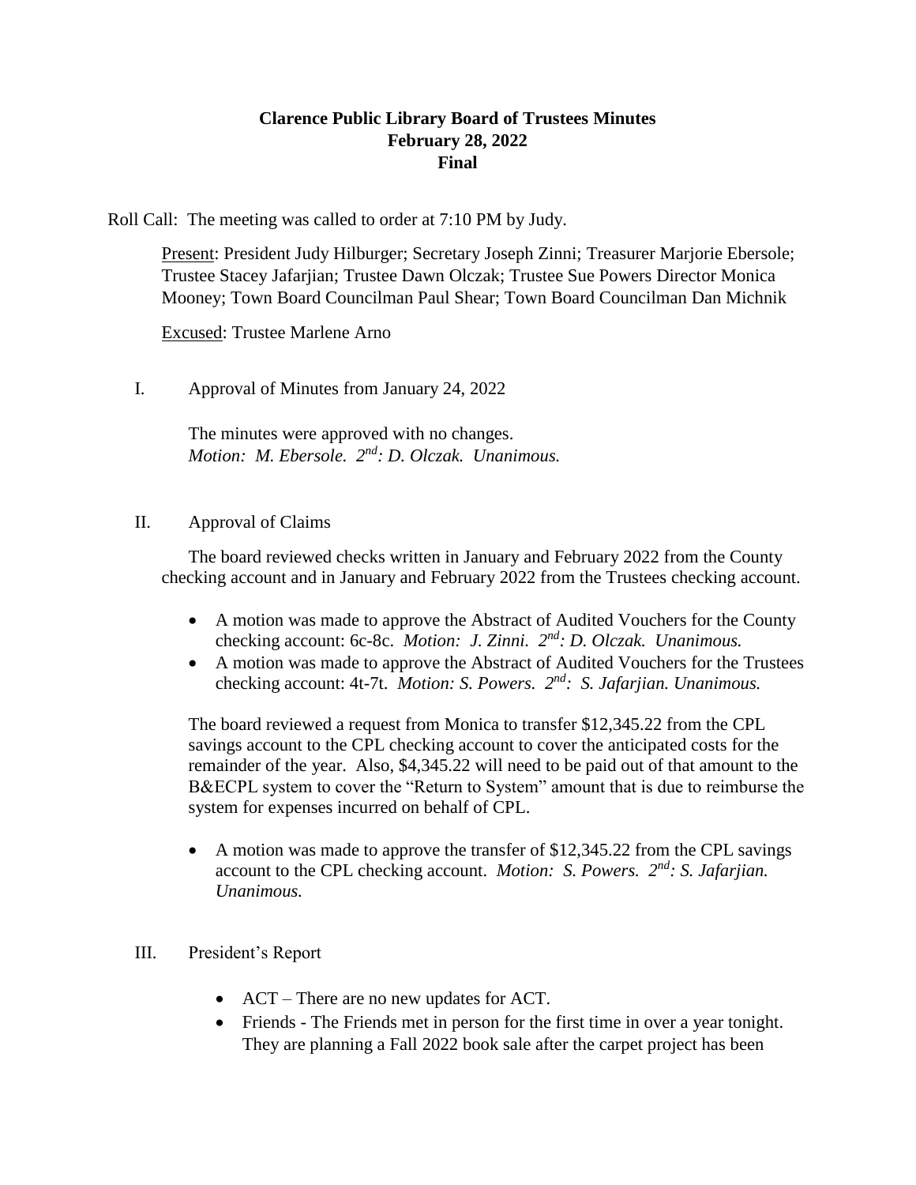**Clarence Public Library Board of Trustees Minutes**
**February 28, 2022**
**Final**

Roll Call: The meeting was called to order at 7:10 PM by Judy.

Present: President Judy Hilburger; Secretary Joseph Zinni; Treasurer Marjorie Ebersole; Trustee Stacey Jafarjian; Trustee Dawn Olczak; Trustee Sue Powers Director Monica Mooney; Town Board Councilman Paul Shear; Town Board Councilman Dan Michnik

Excused: Trustee Marlene Arno

I. Approval of Minutes from January 24, 2022

The minutes were approved with no changes.
*Motion: M. Ebersole. 2nd: D. Olczak. Unanimous.*

II. Approval of Claims

The board reviewed checks written in January and February 2022 from the County checking account and in January and February 2022 from the Trustees checking account.

- A motion was made to approve the Abstract of Audited Vouchers for the County checking account: 6c-8c. *Motion: J. Zinni. 2nd: D. Olczak. Unanimous.*
- A motion was made to approve the Abstract of Audited Vouchers for the Trustees checking account: 4t-7t. *Motion: S. Powers. 2nd: S. Jafarjian. Unanimous.*

The board reviewed a request from Monica to transfer $12,345.22 from the CPL savings account to the CPL checking account to cover the anticipated costs for the remainder of the year. Also, $4,345.22 will need to be paid out of that amount to the B&ECPL system to cover the "Return to System" amount that is due to reimburse the system for expenses incurred on behalf of CPL.

- A motion was made to approve the transfer of $12,345.22 from the CPL savings account to the CPL checking account. *Motion: S. Powers. 2nd: S. Jafarjian. Unanimous.*

III. President's Report

- ACT – There are no new updates for ACT.
- Friends - The Friends met in person for the first time in over a year tonight. They are planning a Fall 2022 book sale after the carpet project has been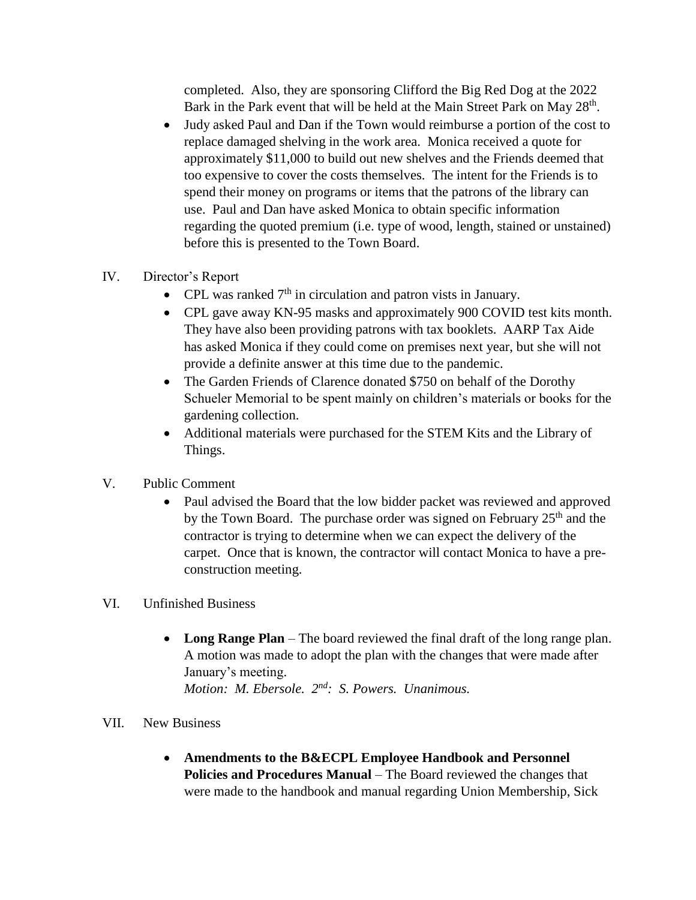completed. Also, they are sponsoring Clifford the Big Red Dog at the 2022 Bark in the Park event that will be held at the Main Street Park on May 28th.

- Judy asked Paul and Dan if the Town would reimburse a portion of the cost to replace damaged shelving in the work area. Monica received a quote for approximately $11,000 to build out new shelves and the Friends deemed that too expensive to cover the costs themselves. The intent for the Friends is to spend their money on programs or items that the patrons of the library can use. Paul and Dan have asked Monica to obtain specific information regarding the quoted premium (i.e. type of wood, length, stained or unstained) before this is presented to the Town Board.

IV. Director's Report

- CPL was ranked 7th in circulation and patron vists in January.
- CPL gave away KN-95 masks and approximately 900 COVID test kits month. They have also been providing patrons with tax booklets. AARP Tax Aide has asked Monica if they could come on premises next year, but she will not provide a definite answer at this time due to the pandemic.
- The Garden Friends of Clarence donated $750 on behalf of the Dorothy Schueler Memorial to be spent mainly on children's materials or books for the gardening collection.
- Additional materials were purchased for the STEM Kits and the Library of Things.

V. Public Comment

- Paul advised the Board that the low bidder packet was reviewed and approved by the Town Board. The purchase order was signed on February 25th and the contractor is trying to determine when we can expect the delivery of the carpet. Once that is known, the contractor will contact Monica to have a pre-construction meeting.

VI. Unfinished Business

- **Long Range Plan** – The board reviewed the final draft of the long range plan. A motion was made to adopt the plan with the changes that were made after January's meeting.
  *Motion: M. Ebersole. 2nd: S. Powers. Unanimous.*

VII. New Business

- **Amendments to the B&ECPL Employee Handbook and Personnel Policies and Procedures Manual** – The Board reviewed the changes that were made to the handbook and manual regarding Union Membership, Sick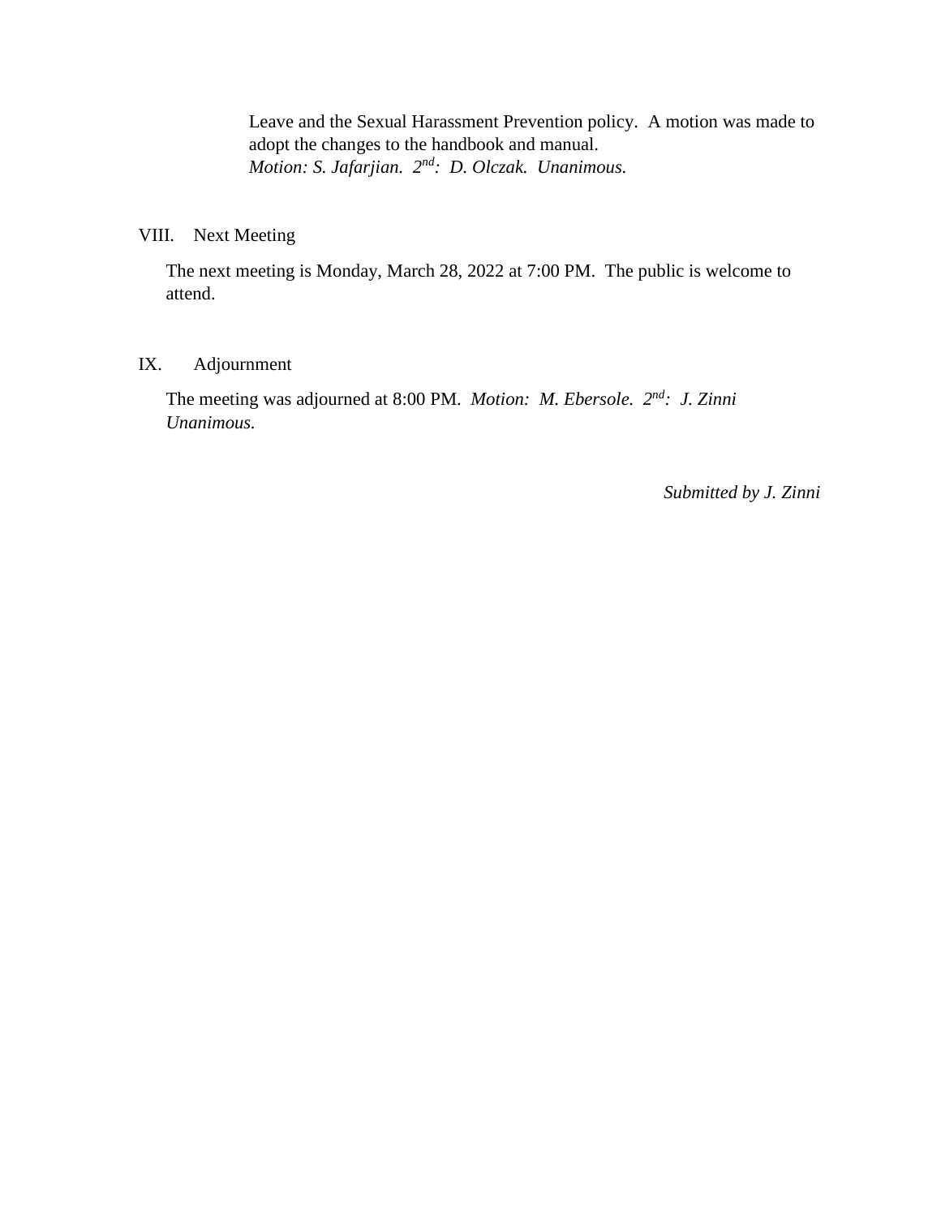Leave and the Sexual Harassment Prevention policy. A motion was made to adopt the changes to the handbook and manual.
*Motion: S. Jafarjian. 2nd: D. Olczak. Unanimous.*

VIII. Next Meeting

The next meeting is Monday, March 28, 2022 at 7:00 PM. The public is welcome to attend.

IX. Adjournment

The meeting was adjourned at 8:00 PM. *Motion: M. Ebersole. 2nd: J. Zinni Unanimous.*

*Submitted by J. Zinni*